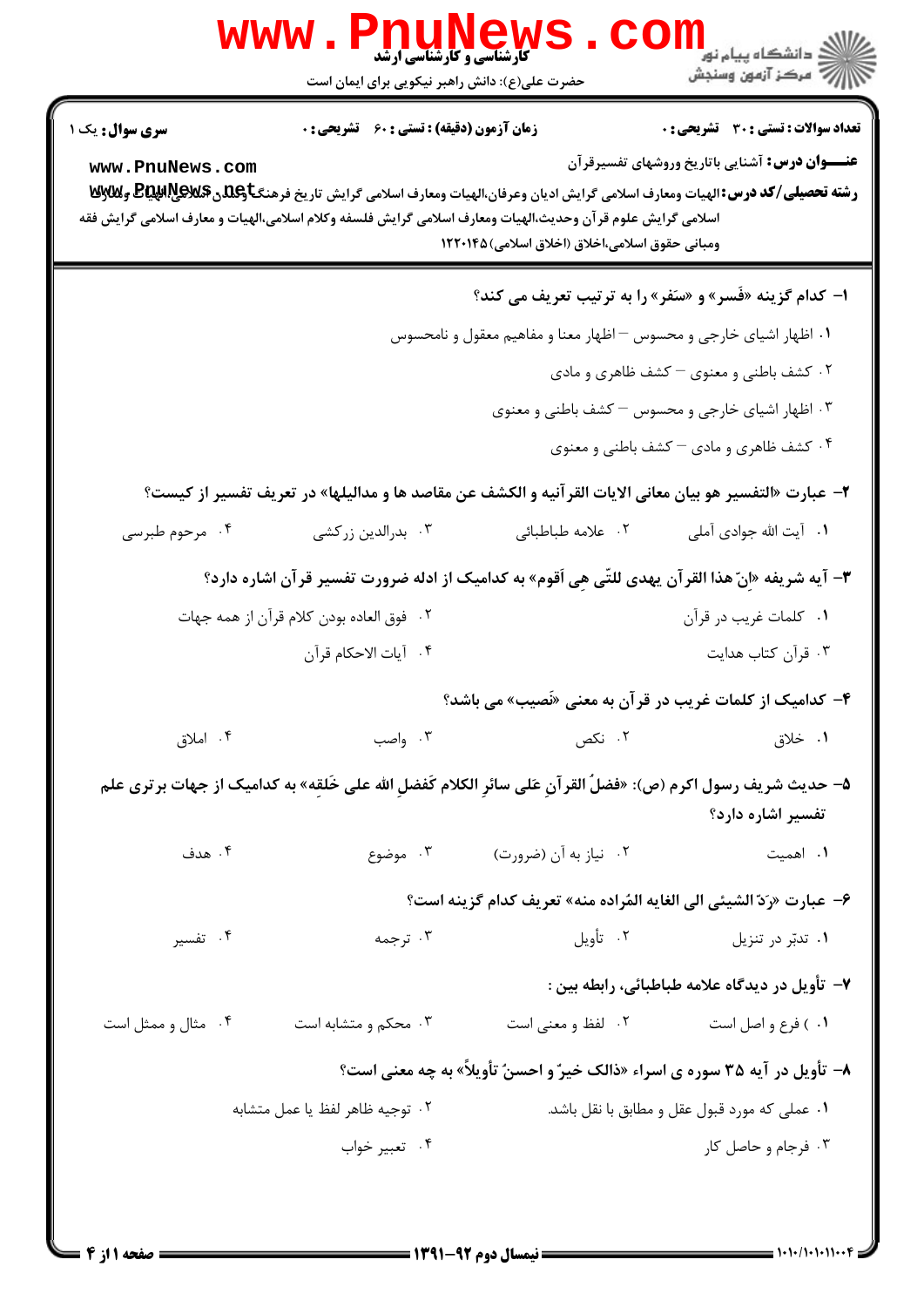کارشناسی و کارشناسی ارشد

حضرت علی(ع): دانش راهبر نیکویی برای ایمان است

دانشگاه پیام نور
مرکز آزمون وسنجش

**سری سوال:** یک ۱

**زمان آزمون (دقیقه) : تستی : ۶۰ تشریحی : ۰**

**تعداد سوالات : تستی : ۳۰ تشریحی : ۰**

**عنـــوان درس:** آشنایی باتاریخ وروشهای تفسیرقرآن

**رشته تحصیلی/کد درس:** الهیات ومعارف اسلامی گرایش ادیان وعرفان،الهیات ومعارف اسلامی گرایش تاریخ فرهنگ وتمدن اسلامی،الهیات و معارف اسلامی گرایش علوم قرآن وحدیث،الهیات ومعارف اسلامی گرایش فلسفه وکلام اسلامی،الهیات و معارف اسلامی گرایش فقه ومبانی حقوق اسلامی،اخلاق (اخلاق اسلامی) ۱۲۲۰۱۴۵

**۱- کدام گزینه «فَسر» و «سَفر» را به ترتیب تعریف می کند؟**

۱. اظهار اشیای خارجی و محسوس – اظهار معنا و مفاهیم معقول و نامحسوس

۲. کشف باطنی و معنوی – کشف ظاهری و مادی

۳. اظهار اشیای خارجی و محسوس – کشف باطنی و معنوی

۴. کشف ظاهری و مادی – کشف باطنی و معنوی

**۲- عبارت «التفسیر هو بیان معانی الایات القرآنیه و الکشف عن مقاصد ها و مدالیلها» در تعریف تفسیر از کیست؟**

۱. آیت الله جوادی آملی ۲. علامه طباطبائی ۳. بدرالدین زرکشی ۴. مرحوم طبرسی

**۳- آیه شریفه «اِنّ هذا القرآن یهدی للتّی هِیِ اَقوم» به کدامیک از ادله ضرورت تفسیر قرآن اشاره دارد؟**

۱. کلمات غریب در قرآن ۲. فوق العاده بودن کلام قرآن از همه جهات

۳. قرآن کتاب هدایت ۴. آیات الاحکام قرآن

**۴- کدامیک از کلمات غریب در قرآن به معنی «نَصیب» می باشد؟**

۱. خلاق ۲. نکص ۳. واصب ۴. املاق

**۵- حدیث شریف رسول اکرم (ص): «فضلُ القرآنِ عَلی سائرِ الکلام کَفضلِ الله علی خَلقِه» به کدامیک از جهات برتری علم تفسیر اشاره دارد؟**

۱. اهمیت ۲. نیاز به آن (ضرورت) ۳. موضوع ۴. هدف

**۶- عبارت «رَدّ الشیئی الی الغایه المُراده منه» تعریف کدام گزینه است؟**

۱. تدبّر در تنزیل ۲. تأویل ۳. ترجمه ۴. تفسیر

**۷- تأویل در دیدگاه علامه طباطبائی، رابطه بین :**

۱. ) فرع و اصل است ۲. لفظ و معنی است ۳. محکم و متشابه است ۴. مثال و ممثل است

**۸- تأویل در آیه ۳۵ سوره ی اسراء «ذالک خیرٌ و احسنُ تأویلاً» به چه معنی است؟**

۱. عملی که مورد قبول عقل و مطابق با نقل باشد. ۲. توجیه ظاهر لفظ یا عمل متشابه

۳. فرجام و حاصل کار ۴. تعبیر خواب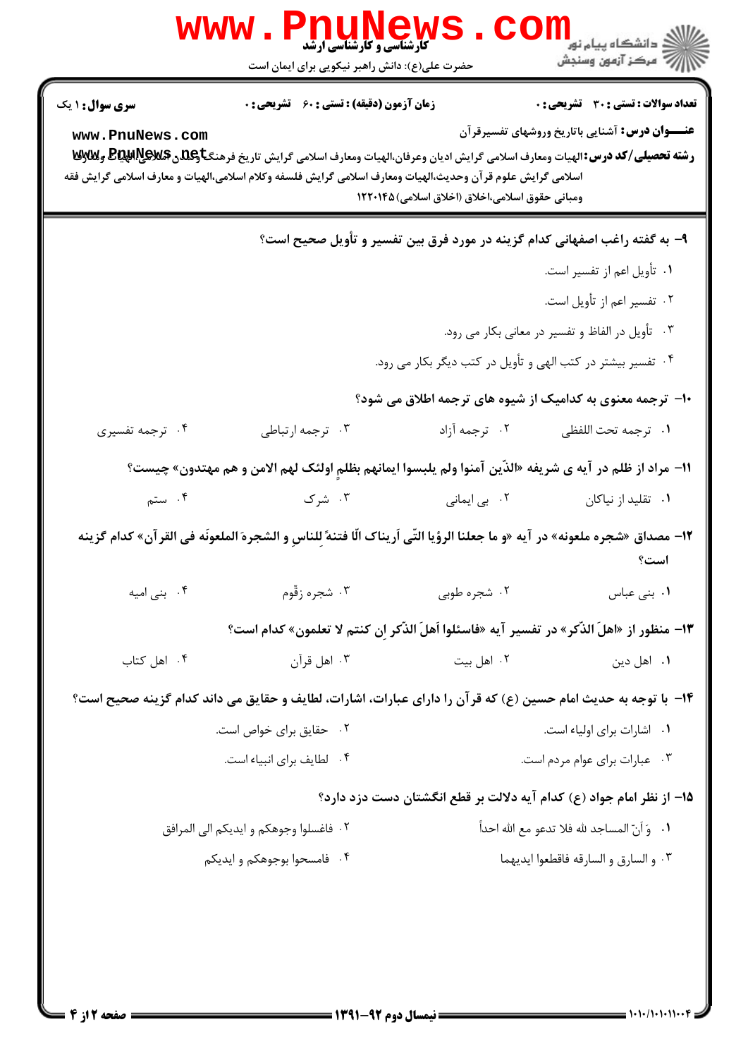**تعداد سوالات: تستی: ۳۰ تشریحی: ۰** | **زمان آزمون (دقیقه): تستی: ۶۰ تشریحی: ۰** | **سری سوال: ۱ یک**

**عنـــوان درس:** آشنایی باتاریخ وروشهای تفسیرقرآن

**رشته تحصیلی/کد درس:** الهیات ومعارف اسلامی گرایش ادیان وعرفان،الهیات ومعارف اسلامی گرایش تاریخ فرهنگ وتمدن اسلامی،الهیات و معارف اسلامی گرایش علوم قرآن وحدیث،الهیات ومعارف اسلامی گرایش فلسفه وکلام اسلامی،الهیات و معارف اسلامی گرایش فقه ومبانی حقوق اسلامی،اخلاق (اخلاق اسلامی)۱۲۲۰۱۴۵

**۹- به گفته راغب اصفهانی کدام گزینه در مورد فرق بین تفسیر و تأویل صحیح است؟**

۱. تأویل اعم از تفسیر است.

۲. تفسیر اعم از تأویل است.

۳. تأویل در الفاظ و تفسیر در معانی بکار می رود.

۴. تفسیر بیشتر در کتب الهی و تأویل در کتب دیگر بکار می رود.

**۱۰- ترجمه معنوی به کدامیک از شیوه های ترجمه اطلاق می شود؟**

۱. ترجمه تحت اللفظی ۲. ترجمه آزاد ۳. ترجمه ارتباطی ۴. ترجمه تفسیری

**۱۱- مراد از ظلم در آیه ی شریفه «الذّین آمنوا ولم یلبسوا ایمانهم بظلمٍ اولئک لهم الامن و هم مهتدون» چیست؟**

۱. تقلید از نیاکان ۲. بی ایمانی ۳. شرک ۴. ستم

**۱۲- مصداق «شجره ملعونه» در آیه «و ما جعلنا الرؤیا التّی اَریناک الّا فتنهً لِلناسِ و الشجرهَ الملعونَه فی القرآن» کدام گزینه است؟**

۱. بنی عباس ۲. شجره طوبی ۳. شجره زقّوم ۴. بنی امیه

**۱۳- منظور از «اهلَ الذّکر» در تفسیر آیه «فاسئلوا اَهلَ الذّکر اِن کنتم لا تعلمون» کدام است؟**

۱. اهل دین ۲. اهل بیت ۳. اهل قرآن ۴. اهل کتاب

**۱۴- با توجه به حدیث امام حسین (ع) که قرآن را دارای عبارات، اشارات، لطایف و حقایق می داند کدام گزینه صحیح است؟**

۱. اشارات برای اولیاء است.

۲. حقایق برای خواص است.

۳. عبارات برای عوام مردم است.

۴. لطایف برای انبیاء است.

**۱۵- از نظر امام جواد (ع) کدام آیه دلالت بر قطع انگشتان دست دزد دارد؟**

۱. وَ اَنّ المساجد لله فلا تدعو مع الله احداً

۲. فاغسلوا وجوهکم و ایدیکم الی المرافق

۳. و السارق و السارقه فاقطعوا ایدیهما

۴. فامسحوا بوجوهکم و ایدیکم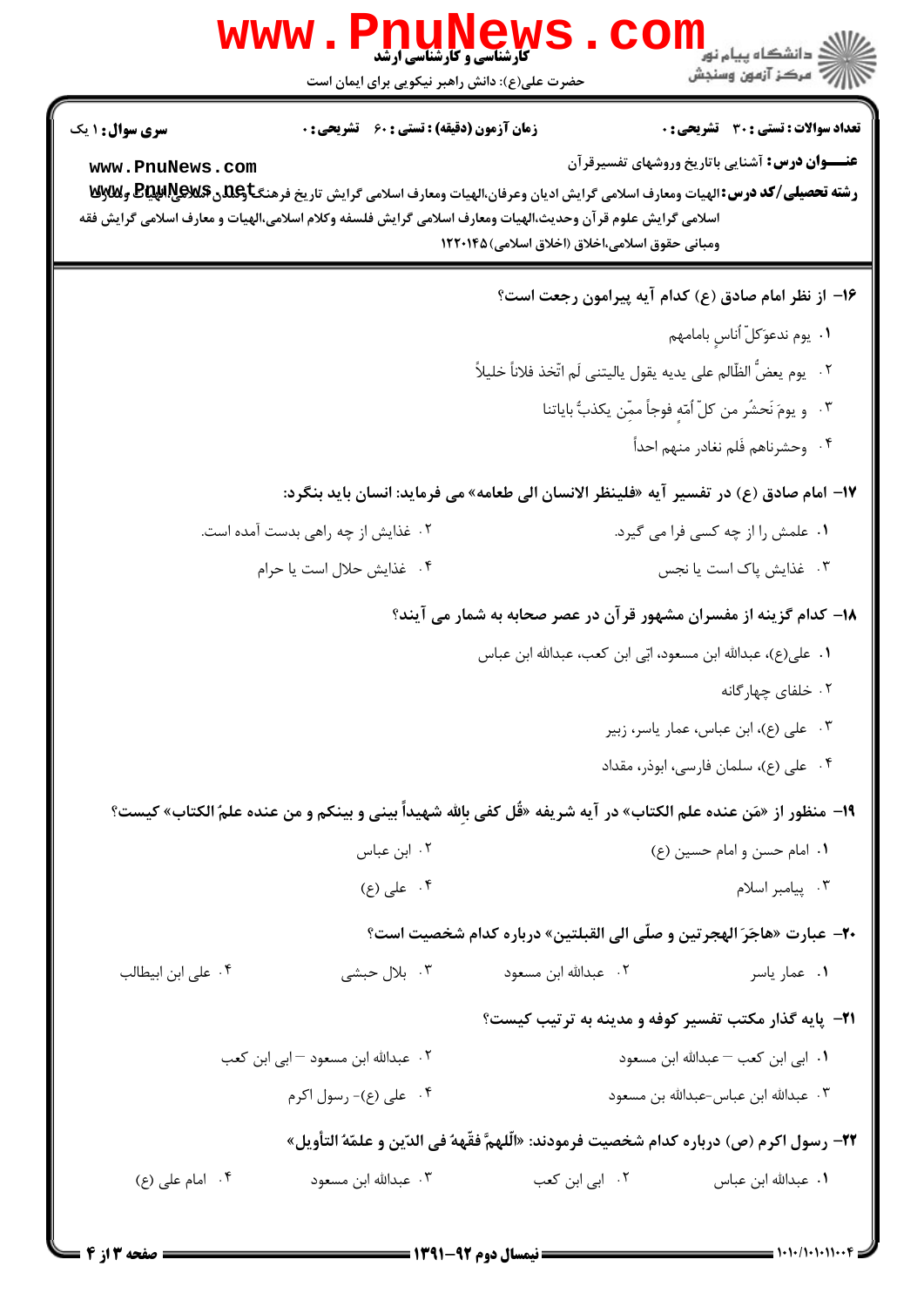**سری سوال:** ۱ یک　　**زمان آزمون (دقیقه) : تستی : ۶۰　تشریحی : ۰**　　**تعداد سوالات : تستی : ۳۰　تشریحی : ۰**

**عنـــوان درس:** آشنایی باتاریخ وروشهای تفسیرقرآن

**رشته تحصیلی/کد درس:** الهیات ومعارف اسلامی گرایش ادیان وعرفان،الهیات ومعارف اسلامی گرایش تاریخ فرهنگ وتمدن اسلامی،الهیات ومعارف اسلامی گرایش علوم قرآن وحدیث،الهیات ومعارف اسلامی گرایش فلسفه وکلام اسلامی،الهیات و معارف اسلامی گرایش فقه ومبانی حقوق اسلامی،اخلاق (اخلاق اسلامی)۱۲۲۰۱۴۵

**۱۶- از نظر امام صادق (ع) کدام آیه پیرامون رجعت است؟**

۱. یوم ندعوکلّ أناسٍ بامامهم

۲. یوم یعضُّ الظّالم علی یدیه یقول یالیتنی لَم اتّخذ فلاناً خلیلاً

۳. و یومَ نَحشُر من کلّ أمّهٍ فوجاً ممّن یکذبُّ بایاتنا

۴. وحشرناهم فَلم نغادر منهم احداً

**۱۷- امام صادق (ع) در تفسیر آیه «فلینظر الانسان الی طعامه» می فرماید: انسان باید بنگرد:**

۱. علمش را از چه کسی فرا می گیرد.

۲. غذایش از چه راهی بدست آمده است.

۳. غذایش پاک است یا نجس

۴. غذایش حلال است یا حرام

**۱۸- کدام گزینه از مفسران مشهور قرآن در عصر صحابه به شمار می آیند؟**

۱. علی(ع)، عبدالله ابن مسعود، اُبَی ابن کعب، عبدالله ابن عباس

۲. خلفای چهارگانه

۳. علی (ع)، ابن عباس، عمار یاسر، زبیر

۴. علی (ع)، سلمان فارسی، ابوذر، مقداد

**۱۹- منظور از «مَن عنده علم الکتاب» در آیه شریفه «قُل کفی باللهِ شهیداً بینی و بینکم و من عنده علمُ الکتاب» کیست؟**

۱. امام حسن و امام حسین (ع)

۲. ابن عباس

۳. پیامبر اسلام

۴. علی (ع)

**۲۰- عبارت «هاجَرَ الهجرتین و صلّی الی القبلتین» درباره کدام شخصیت است؟**

۱. عمار یاسر

۲. عبدالله ابن مسعود

۳. بلال حبشی

۴. علی ابن ابیطالب

**۲۱- پایه گذار مکتب تفسیر کوفه و مدینه به ترتیب کیست؟**

۱. ابی ابن کعب – عبدالله ابن مسعود

۲. عبدالله ابن مسعود – ابی ابن کعب

۳. عبدالله ابن عباس-عبدالله بن مسعود

۴. علی (ع)- رسول اکرم

**۲۲- رسول اکرم (ص) درباره کدام شخصیت فرمودند: «اَللّهمَّ فقّههُ فی الدّین و علمّهُ التأویل»**

۱. عبدالله ابن عباس

۲. ابی ابن کعب

۳. عبدالله ابن مسعود

۴. امام علی (ع)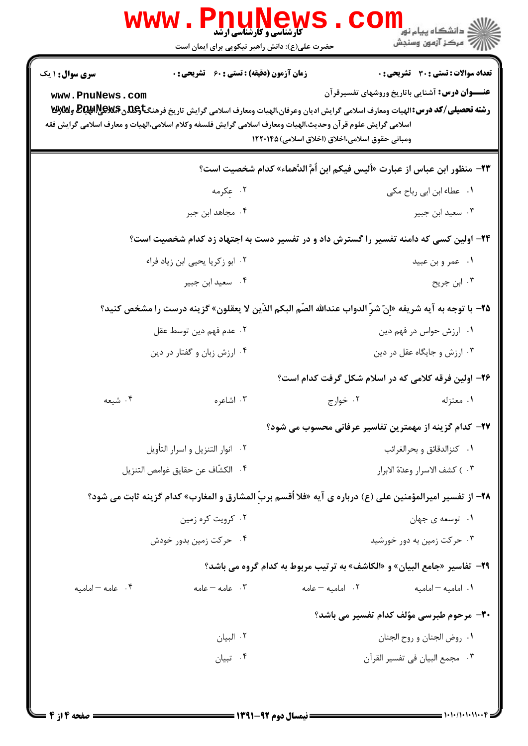**تعداد سوالات : تستی : ۳۰ تشریحی : ۰** | **زمان آزمون (دقیقه) : تستی : ۶۰ تشریحی : ۰** | **سری سوال : ۱ یک**

**عنـــوان درس:** آشنایی باتاریخ وروشهای تفسیرقرآن

**رشته تحصیلی/کد درس:** الهیات ومعارف اسلامی گرایش ادیان وعرفان،الهیات ومعارف اسلامی گرایش تاریخ فرهنگ وتمدن اسلامی،الهیات و معارف اسلامی گرایش علوم قرآن وحدیث،الهیات ومعارف اسلامی گرایش فلسفه وکلام اسلامی،الهیات و معارف اسلامی گرایش فقه ومبانی حقوق اسلامی،اخلاق (اخلاق اسلامی)۱۲۲۰۱۴۵

**۲۳- منظور ابن عباس از عبارت «اَلیس فیکم ابن اُمَّ الدَّهماء» کدام شخصیت است؟**

۱. عطاء ابن ابی رباح مکی
۲. عِکرمه
۳. سعید ابن جبیر
۴. مجاهد ابن جبر

**۲۴- اولین کسی که دامنه تفسیر را گسترش داد و در تفسیر دست به اجتهاد زد کدام شخصیت است؟**

۱. عمر و بن عبید
۲. ابو زکریا یحیی ابن زیاد فراء
۳. ابن جریح
۴. سعید ابن جبیر

**۲۵- با توجه به آیه شریفه «اِنّ شرِّ الدواب عندالله الصّم البکم الذّین لا یعقلون» گزینه درست را مشخص کنید؟**

۱. ارزش حواس در فهم دین
۲. عدم فهم دین توسط عقل
۳. ارزش و جایگاه عقل در دین
۴. ارزش زبان و گفتار در دین

**۲۶- اولین فرقه کلامی که در اسلام شکل گرفت کدام است؟**

۱. معتزله
۲. خوارج
۳. اشاعره
۴. شیعه

**۲۷- کدام گزینه از مهمترین تفاسیر عرفانی محسوب می شود؟**

۱. کنزالدقائق و بحرالغرائب
۲. انوار التنزیل و اسرار التأویل
۳. ) کشف الاسرار وعدّة الابرار
۴. الکشّاف عن حقایق غوامص التنزیل

**۲۸- از تفسیر امیرالمؤمنین علی (ع) درباره ی آیه «فلا اُقسم بربِّ المشارق و المغارب» کدام گزینه ثابت می شود؟**

۱. توسعه ی جهان
۲. کرویت کره زمین
۳. حرکت زمین به دور خورشید
۴. حرکت زمین بدور خودش

**۲۹- تفاسیر «جامع البیان» و «الکاشف» به ترتیب مربوط به کدام گروه می باشد؟**

۱. امامیه – امامیه
۲. امامیه – عامه
۳. عامه – عامه
۴. عامه – امامیه

**۳۰- مرحوم طبرسی مؤلف کدام تفسیر می باشد؟**

۱. روض الجنان و روح الجنان
۲. البیان
۳. مجمع البیان فی تفسیر القرآن
۴. تبیان